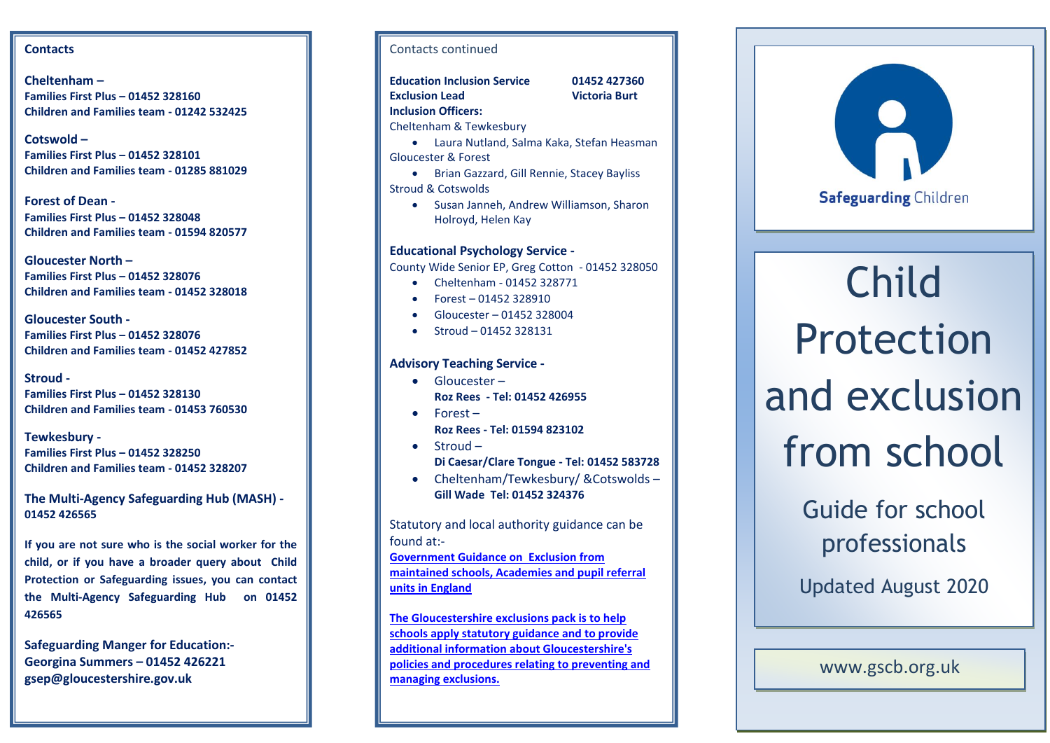## Contacts

**Cheltenham –**
**Families First Plus – 01452 328160**
**Children and Families team - 01242 532425**

**Cotswold –**
**Families First Plus – 01452 328101**
**Children and Families team - 01285 881029**

**Forest of Dean -**
**Families First Plus – 01452 328048**
**Children and Families team - 01594 820577**

**Gloucester North –**
**Families First Plus – 01452 328076**
**Children and Families team - 01452 328018**

**Gloucester South -**
**Families First Plus – 01452 328076**
**Children and Families team - 01452 427852**

**Stroud -**
**Families First Plus – 01452 328130**
**Children and Families team - 01453 760530**

**Tewkesbury -**
**Families First Plus – 01452 328250**
**Children and Families team - 01452 328207**

**The Multi-Agency Safeguarding Hub (MASH) - 01452 426565**

**If you are not sure who is the social worker for the child, or if you have a broader query about Child Protection or Safeguarding issues, you can contact the Multi-Agency Safeguarding Hub on 01452 426565**

**Safeguarding Manger for Education:-**
**Georgina Summers – 01452 426221**
**gsep@gloucestershire.gov.uk**

## Contacts continued

**Education Inclusion Service** **01452 427360**
**Exclusion Lead** **Victoria Burt**
**Inclusion Officers:**

Cheltenham & Tewkesbury
- Laura Nutland, Salma Kaka, Stefan Heasman

Gloucester & Forest
- Brian Gazzard, Gill Rennie, Stacey Bayliss

Stroud & Cotswolds
- Susan Janneh, Andrew Williamson, Sharon Holroyd, Helen Kay

**Educational Psychology Service -**
County Wide Senior EP, Greg Cotton - 01452 328050
- Cheltenham - 01452 328771
- Forest – 01452 328910
- Gloucester – 01452 328004
- Stroud – 01452 328131

**Advisory Teaching Service -**
- Gloucester –
  **Roz Rees - Tel: 01452 426955**
- Forest –
  **Roz Rees - Tel: 01594 823102**
- Stroud –
  **Di Caesar/Clare Tongue - Tel: 01452 583728**
- Cheltenham/Tewkesbury/ &Cotswolds –
  **Gill Wade Tel: 01452 324376**

Statutory and local authority guidance can be found at:-

**Government Guidance on Exclusion from maintained schools, Academies and pupil referral units in England**

**The Gloucestershire exclusions pack is to help schools apply statutory guidance and to provide additional information about Gloucestershire's policies and procedures relating to preventing and managing exclusions.**

**Safeguarding** Children

# Child Protection and exclusion from school

## Guide for school professionals

Updated August 2020

www.gscb.org.uk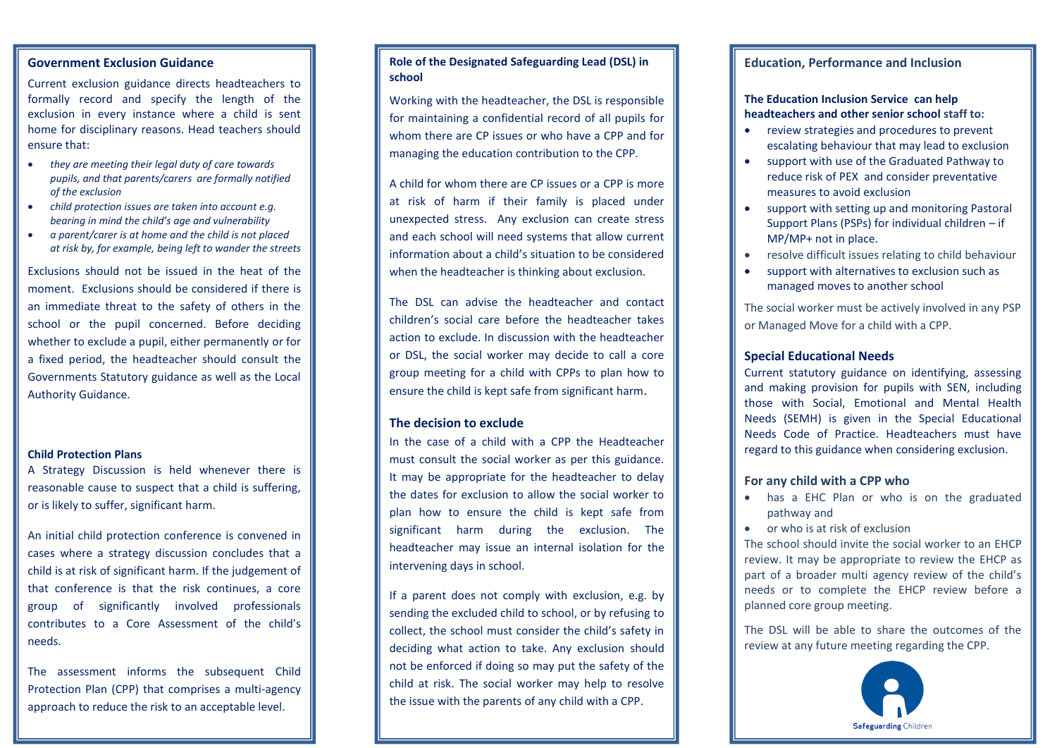## Government Exclusion Guidance

Current exclusion guidance directs headteachers to formally record and specify the length of the exclusion in every instance where a child is sent home for disciplinary reasons. Head teachers should ensure that:

- *they are meeting their legal duty of care towards pupils, and that parents/carers are formally notified of the exclusion*
- *child protection issues are taken into account e.g. bearing in mind the child's age and vulnerability*
- *a parent/carer is at home and the child is not placed at risk by, for example, being left to wander the streets*

Exclusions should not be issued in the heat of the moment. Exclusions should be considered if there is an immediate threat to the safety of others in the school or the pupil concerned. Before deciding whether to exclude a pupil, either permanently or for a fixed period, the headteacher should consult the Governments Statutory guidance as well as the Local Authority Guidance.

### Child Protection Plans

A Strategy Discussion is held whenever there is reasonable cause to suspect that a child is suffering, or is likely to suffer, significant harm.

An initial child protection conference is convened in cases where a strategy discussion concludes that a child is at risk of significant harm. If the judgement of that conference is that the risk continues, a core group of significantly involved professionals contributes to a Core Assessment of the child's needs.

The assessment informs the subsequent Child Protection Plan (CPP) that comprises a multi-agency approach to reduce the risk to an acceptable level.

## Role of the Designated Safeguarding Lead (DSL) in school

Working with the headteacher, the DSL is responsible for maintaining a confidential record of all pupils for whom there are CP issues or who have a CPP and for managing the education contribution to the CPP.

A child for whom there are CP issues or a CPP is more at risk of harm if their family is placed under unexpected stress. Any exclusion can create stress and each school will need systems that allow current information about a child's situation to be considered when the headteacher is thinking about exclusion.

The DSL can advise the headteacher and contact children's social care before the headteacher takes action to exclude. In discussion with the headteacher or DSL, the social worker may decide to call a core group meeting for a child with CPPs to plan how to ensure the child is kept safe from significant harm.

### The decision to exclude

In the case of a child with a CPP the Headteacher must consult the social worker as per this guidance. It may be appropriate for the headteacher to delay the dates for exclusion to allow the social worker to plan how to ensure the child is kept safe from significant harm during the exclusion. The headteacher may issue an internal isolation for the intervening days in school.

If a parent does not comply with exclusion, e.g. by sending the excluded child to school, or by refusing to collect, the school must consider the child's safety in deciding what action to take. Any exclusion should not be enforced if doing so may put the safety of the child at risk. The social worker may help to resolve the issue with the parents of any child with a CPP.

## Education, Performance and Inclusion

**The Education Inclusion Service can help headteachers and other senior school staff to:**

- review strategies and procedures to prevent escalating behaviour that may lead to exclusion
- support with use of the Graduated Pathway to reduce risk of PEX and consider preventative measures to avoid exclusion
- support with setting up and monitoring Pastoral Support Plans (PSPs) for individual children – if MP/MP+ not in place.
- resolve difficult issues relating to child behaviour
- support with alternatives to exclusion such as managed moves to another school

The social worker must be actively involved in any PSP or Managed Move for a child with a CPP.

### Special Educational Needs

Current statutory guidance on identifying, assessing and making provision for pupils with SEN, including those with Social, Emotional and Mental Health Needs (SEMH) is given in the Special Educational Needs Code of Practice. Headteachers must have regard to this guidance when considering exclusion.

### For any child with a CPP who

- has a EHC Plan or who is on the graduated pathway and
- or who is at risk of exclusion

The school should invite the social worker to an EHCP review. It may be appropriate to review the EHCP as part of a broader multi agency review of the child's needs or to complete the EHCP review before a planned core group meeting.

The DSL will be able to share the outcomes of the review at any future meeting regarding the CPP.

Safeguarding Children